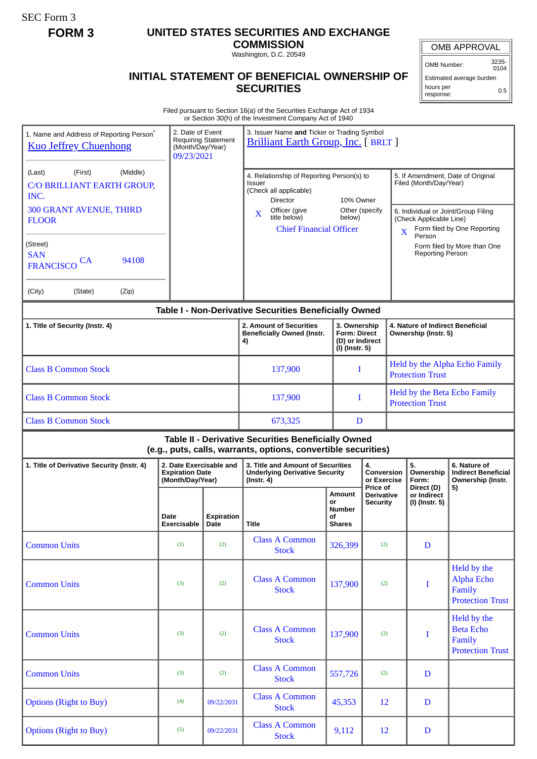SEC Form 3

**FORM 3**

# UNITED STATES SECURITIES AND EXCHANGE COMMISSION

Washington, D.C. 20549

## INITIAL STATEMENT OF BENEFICIAL OWNERSHIP OF SECURITIES

| OMB APPROVAL | |
|---|---|
| OMB Number: | 3235-0104 |
| Estimated average burden | |
| hours per response: | 0.5 |

Filed pursuant to Section 16(a) of the Securities Exchange Act of 1934
or Section 30(h) of the Investment Company Act of 1940

1. Name and Address of Reporting Person*
Kuo Jeffrey Chuenhong

(Last) (First) (Middle)
C/O BRILLIANT EARTH GROUP, INC.
300 GRANT AVENUE, THIRD FLOOR

(Street)
SAN FRANCISCO CA 94108

(City) (State) (Zip)

2. Date of Event Requiring Statement (Month/Day/Year)
09/23/2021

3. Issuer Name **and** Ticker or Trading Symbol
Brilliant Earth Group, Inc. [ BRLT ]

4. Relationship of Reporting Person(s) to Issuer
(Check all applicable)
Director
10% Owner
X Officer (give title below)
Other (specify below)
Chief Financial Officer

5. If Amendment, Date of Original Filed (Month/Day/Year)

6. Individual or Joint/Group Filing (Check Applicable Line)
X Form filed by One Reporting Person
Form filed by More than One Reporting Person

### Table I - Non-Derivative Securities Beneficially Owned

| 1. Title of Security (Instr. 4) | 2. Amount of Securities Beneficially Owned (Instr. 4) | 3. Ownership Form: Direct (D) or Indirect (I) (Instr. 5) | 4. Nature of Indirect Beneficial Ownership (Instr. 5) |
|---|---|---|---|
| Class B Common Stock | 137,900 | I | Held by the Alpha Echo Family Protection Trust |
| Class B Common Stock | 137,900 | I | Held by the Beta Echo Family Protection Trust |
| Class B Common Stock | 673,325 | D | |

### Table II - Derivative Securities Beneficially Owned (e.g., puts, calls, warrants, options, convertible securities)

| 1. Title of Derivative Security (Instr. 4) | 2. Date Exercisable and Expiration Date (Month/Day/Year) | | 3. Title and Amount of Securities Underlying Derivative Security (Instr. 4) | | 4. Conversion or Exercise Price of Derivative Security | 5. Ownership Form: Direct (D) or Indirect (I) (Instr. 5) | 6. Nature of Indirect Beneficial Ownership (Instr. 5) |
|---|---|---|---|---|---|---|---|
| | Date Exercisable | Expiration Date | Title | Amount or Number of Shares | | | |
| Common Units | (1) | (2) | Class A Common Stock | 326,399 | (2) | D | |
| Common Units | (3) | (2) | Class A Common Stock | 137,900 | (2) | I | Held by the Alpha Echo Family Protection Trust |
| Common Units | (3) | (2) | Class A Common Stock | 137,900 | (2) | I | Held by the Beta Echo Family Protection Trust |
| Common Units | (3) | (2) | Class A Common Stock | 557,726 | (2) | D | |
| Options (Right to Buy) | (4) | 09/22/2031 | Class A Common Stock | 45,353 | 12 | D | |
| Options (Right to Buy) | (5) | 09/22/2031 | Class A Common Stock | 9,112 | 12 | D | |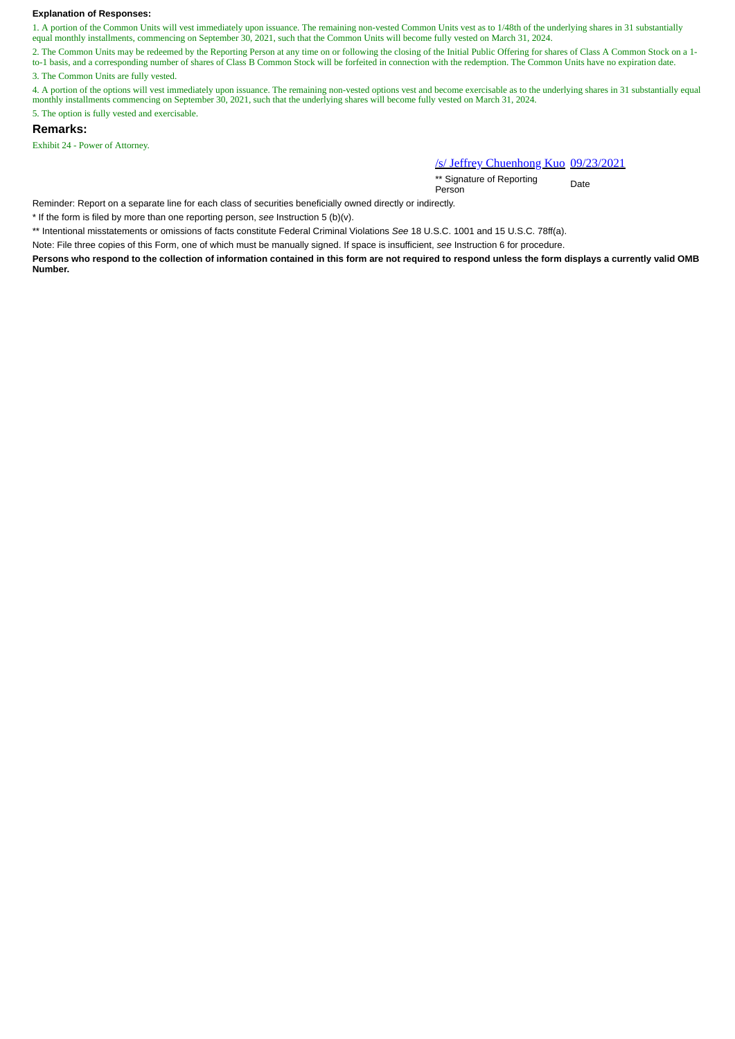**Explanation of Responses:**

1. A portion of the Common Units will vest immediately upon issuance. The remaining non-vested Common Units vest as to 1/48th of the underlying shares in 31 substantially equal monthly installments, commencing on September 30, 2021, such that the Common Units will become fully vested on March 31, 2024.

2. The Common Units may be redeemed by the Reporting Person at any time on or following the closing of the Initial Public Offering for shares of Class A Common Stock on a 1-to-1 basis, and a corresponding number of shares of Class B Common Stock will be forfeited in connection with the redemption. The Common Units have no expiration date.

3. The Common Units are fully vested.

4. A portion of the options will vest immediately upon issuance. The remaining non-vested options vest and become exercisable as to the underlying shares in 31 substantially equal monthly installments commencing on September 30, 2021, such that the underlying shares will become fully vested on March 31, 2024.

5. The option is fully vested and exercisable.

## Remarks:

Exhibit 24 - Power of Attorney.

| /s/ Jeffrey Chuenhong Kuo | 09/23/2021 |
|---|---|
| ** Signature of Reporting Person | Date |

Reminder: Report on a separate line for each class of securities beneficially owned directly or indirectly.

* If the form is filed by more than one reporting person, *see* Instruction 5 (b)(v).

** Intentional misstatements or omissions of facts constitute Federal Criminal Violations *See* 18 U.S.C. 1001 and 15 U.S.C. 78ff(a).

Note: File three copies of this Form, one of which must be manually signed. If space is insufficient, *see* Instruction 6 for procedure.

**Persons who respond to the collection of information contained in this form are not required to respond unless the form displays a currently valid OMB Number.**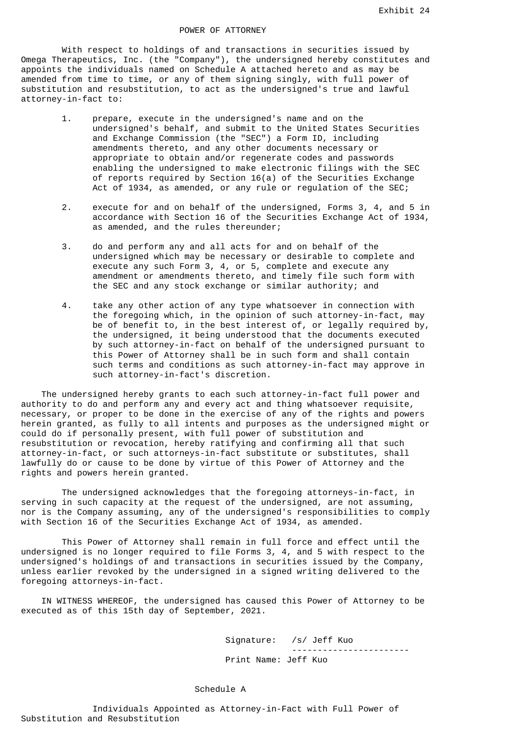Exhibit 24

# POWER OF ATTORNEY

With respect to holdings of and transactions in securities issued by Omega Therapeutics, Inc. (the "Company"), the undersigned hereby constitutes and appoints the individuals named on Schedule A attached hereto and as may be amended from time to time, or any of them signing singly, with full power of substitution and resubstitution, to act as the undersigned's true and lawful attorney-in-fact to:

1. prepare, execute in the undersigned's name and on the undersigned's behalf, and submit to the United States Securities and Exchange Commission (the "SEC") a Form ID, including amendments thereto, and any other documents necessary or appropriate to obtain and/or regenerate codes and passwords enabling the undersigned to make electronic filings with the SEC of reports required by Section 16(a) of the Securities Exchange Act of 1934, as amended, or any rule or regulation of the SEC;

2. execute for and on behalf of the undersigned, Forms 3, 4, and 5 in accordance with Section 16 of the Securities Exchange Act of 1934, as amended, and the rules thereunder;

3. do and perform any and all acts for and on behalf of the undersigned which may be necessary or desirable to complete and execute any such Form 3, 4, or 5, complete and execute any amendment or amendments thereto, and timely file such form with the SEC and any stock exchange or similar authority; and

4. take any other action of any type whatsoever in connection with the foregoing which, in the opinion of such attorney-in-fact, may be of benefit to, in the best interest of, or legally required by, the undersigned, it being understood that the documents executed by such attorney-in-fact on behalf of the undersigned pursuant to this Power of Attorney shall be in such form and shall contain such terms and conditions as such attorney-in-fact may approve in such attorney-in-fact's discretion.

The undersigned hereby grants to each such attorney-in-fact full power and authority to do and perform any and every act and thing whatsoever requisite, necessary, or proper to be done in the exercise of any of the rights and powers herein granted, as fully to all intents and purposes as the undersigned might or could do if personally present, with full power of substitution and resubstitution or revocation, hereby ratifying and confirming all that such attorney-in-fact, or such attorneys-in-fact substitute or substitutes, shall lawfully do or cause to be done by virtue of this Power of Attorney and the rights and powers herein granted.

The undersigned acknowledges that the foregoing attorneys-in-fact, in serving in such capacity at the request of the undersigned, are not assuming, nor is the Company assuming, any of the undersigned's responsibilities to comply with Section 16 of the Securities Exchange Act of 1934, as amended.

This Power of Attorney shall remain in full force and effect until the undersigned is no longer required to file Forms 3, 4, and 5 with respect to the undersigned's holdings of and transactions in securities issued by the Company, unless earlier revoked by the undersigned in a signed writing delivered to the foregoing attorneys-in-fact.

IN WITNESS WHEREOF, the undersigned has caused this Power of Attorney to be executed as of this 15th day of September, 2021.

Signature: /s/ Jeff Kuo

Print Name: Jeff Kuo

## Schedule A

Individuals Appointed as Attorney-in-Fact with Full Power of Substitution and Resubstitution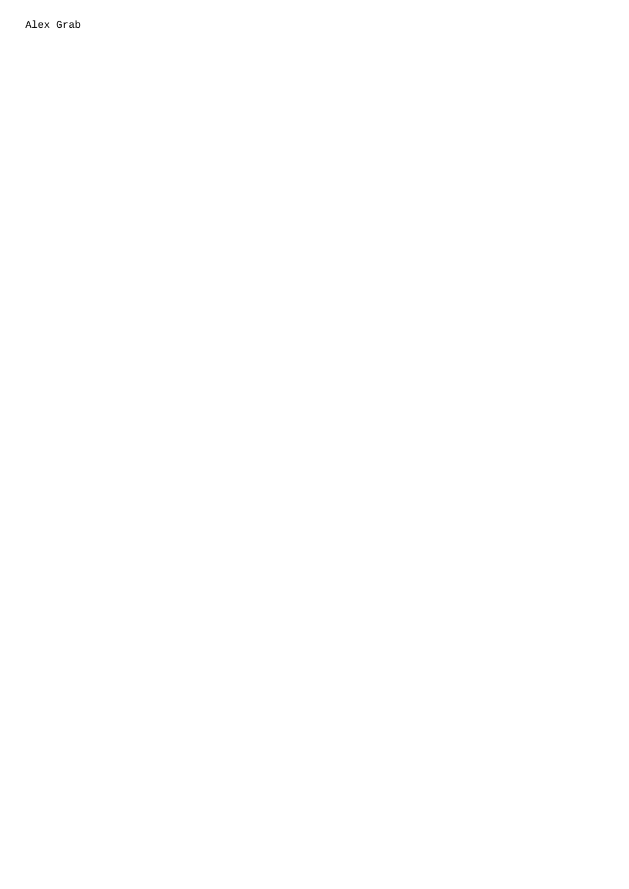Alex Grab